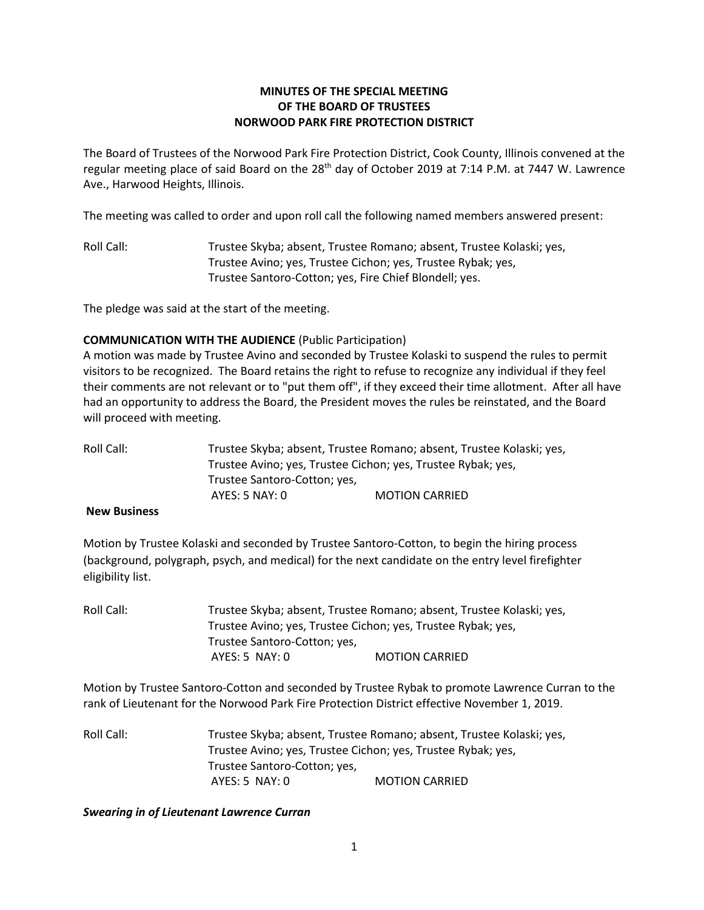**MINUTES OF THE SPECIAL MEETING
OF THE BOARD OF TRUSTEES
NORWOOD PARK FIRE PROTECTION DISTRICT**

The Board of Trustees of the Norwood Park Fire Protection District, Cook County, Illinois convened at the regular meeting place of said Board on the 28th day of October 2019 at 7:14 P.M. at 7447 W. Lawrence Ave., Harwood Heights, Illinois.

The meeting was called to order and upon roll call the following named members answered present:

Roll Call: Trustee Skyba; absent, Trustee Romano; absent, Trustee Kolaski; yes, Trustee Avino; yes, Trustee Cichon; yes, Trustee Rybak; yes, Trustee Santoro-Cotton; yes, Fire Chief Blondell; yes.

The pledge was said at the start of the meeting.

**COMMUNICATION WITH THE AUDIENCE** (Public Participation)
A motion was made by Trustee Avino and seconded by Trustee Kolaski to suspend the rules to permit visitors to be recognized. The Board retains the right to refuse to recognize any individual if they feel their comments are not relevant or to "put them off", if they exceed their time allotment. After all have had an opportunity to address the Board, the President moves the rules be reinstated, and the Board will proceed with meeting.

Roll Call: Trustee Skyba; absent, Trustee Romano; absent, Trustee Kolaski; yes, Trustee Avino; yes, Trustee Cichon; yes, Trustee Rybak; yes, Trustee Santoro-Cotton; yes,
AYES: 5 NAY: 0 MOTION CARRIED

**New Business**

Motion by Trustee Kolaski and seconded by Trustee Santoro-Cotton, to begin the hiring process (background, polygraph, psych, and medical) for the next candidate on the entry level firefighter eligibility list.

Roll Call: Trustee Skyba; absent, Trustee Romano; absent, Trustee Kolaski; yes, Trustee Avino; yes, Trustee Cichon; yes, Trustee Rybak; yes, Trustee Santoro-Cotton; yes,
AYES: 5 NAY: 0 MOTION CARRIED

Motion by Trustee Santoro-Cotton and seconded by Trustee Rybak to promote Lawrence Curran to the rank of Lieutenant for the Norwood Park Fire Protection District effective November 1, 2019.

Roll Call: Trustee Skyba; absent, Trustee Romano; absent, Trustee Kolaski; yes, Trustee Avino; yes, Trustee Cichon; yes, Trustee Rybak; yes, Trustee Santoro-Cotton; yes,
AYES: 5 NAY: 0 MOTION CARRIED

***Swearing in of Lieutenant Lawrence Curran***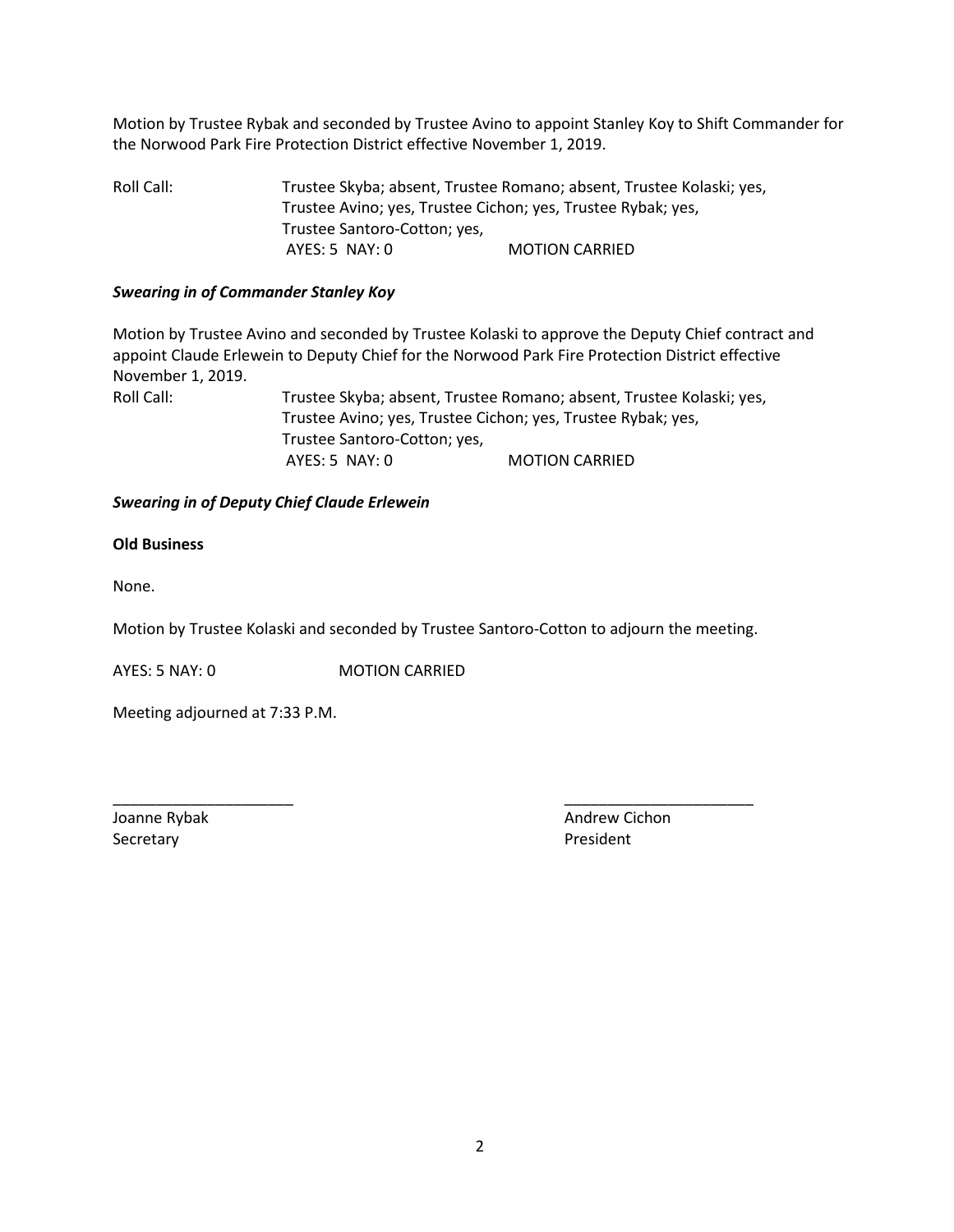Motion by Trustee Rybak and seconded by Trustee Avino to appoint Stanley Koy to Shift Commander for the Norwood Park Fire Protection District effective November 1, 2019.

Roll Call: Trustee Skyba; absent, Trustee Romano; absent, Trustee Kolaski; yes, Trustee Avino; yes, Trustee Cichon; yes, Trustee Rybak; yes, Trustee Santoro-Cotton; yes,
AYES: 5 NAY: 0 MOTION CARRIED

***Swearing in of Commander Stanley Koy***

Motion by Trustee Avino and seconded by Trustee Kolaski to approve the Deputy Chief contract and appoint Claude Erlewein to Deputy Chief for the Norwood Park Fire Protection District effective November 1, 2019.

Roll Call: Trustee Skyba; absent, Trustee Romano; absent, Trustee Kolaski; yes, Trustee Avino; yes, Trustee Cichon; yes, Trustee Rybak; yes, Trustee Santoro-Cotton; yes,
AYES: 5 NAY: 0 MOTION CARRIED

***Swearing in of Deputy Chief Claude Erlewein***

**Old Business**

None.

Motion by Trustee Kolaski and seconded by Trustee Santoro-Cotton to adjourn the meeting.

AYES: 5 NAY: 0 MOTION CARRIED

Meeting adjourned at 7:33 P.M.

_____________________ _____________________

Joanne Rybak
Secretary

Andrew Cichon
President